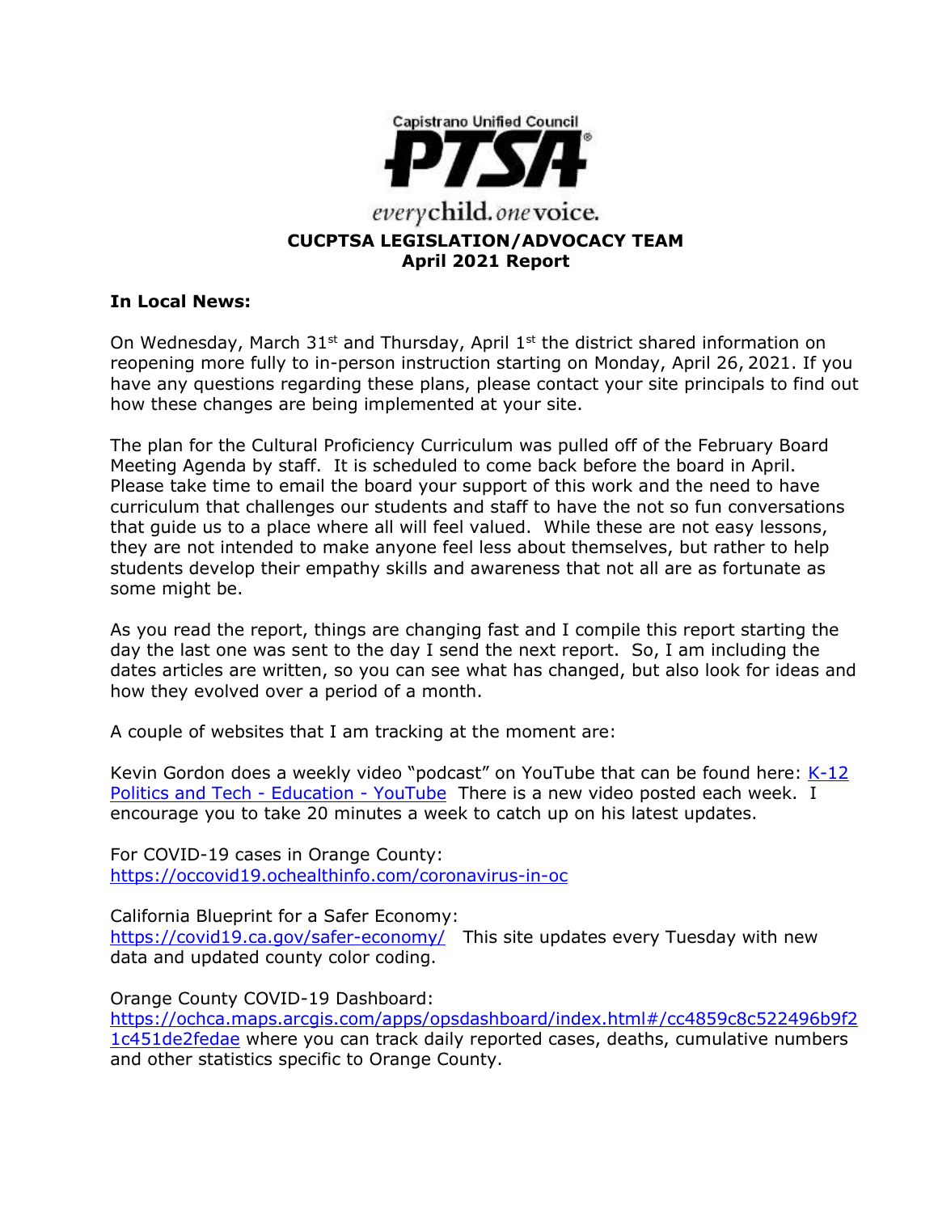Capistrano Unified Council

PTSA

*everychild. onevoice.*

**CUCPTSA LEGISLATION/ADVOCACY TEAM**
**April 2021 Report**

**In Local News:**

On Wednesday, March 31st and Thursday, April 1st the district shared information on reopening more fully to in-person instruction starting on Monday, April 26, 2021. If you have any questions regarding these plans, please contact your site principals to find out how these changes are being implemented at your site.

The plan for the Cultural Proficiency Curriculum was pulled off of the February Board Meeting Agenda by staff. It is scheduled to come back before the board in April. Please take time to email the board your support of this work and the need to have curriculum that challenges our students and staff to have the not so fun conversations that guide us to a place where all will feel valued. While these are not easy lessons, they are not intended to make anyone feel less about themselves, but rather to help students develop their empathy skills and awareness that not all are as fortunate as some might be.

As you read the report, things are changing fast and I compile this report starting the day the last one was sent to the day I send the next report. So, I am including the dates articles are written, so you can see what has changed, but also look for ideas and how they evolved over a period of a month.

A couple of websites that I am tracking at the moment are:

Kevin Gordon does a weekly video "podcast" on YouTube that can be found here: K-12 Politics and Tech - Education - YouTube There is a new video posted each week. I encourage you to take 20 minutes a week to catch up on his latest updates.

For COVID-19 cases in Orange County:
https://occovid19.ochealthinfo.com/coronavirus-in-oc

California Blueprint for a Safer Economy:
https://covid19.ca.gov/safer-economy/ This site updates every Tuesday with new data and updated county color coding.

Orange County COVID-19 Dashboard:
https://ochca.maps.arcgis.com/apps/opsdashboard/index.html#/cc4859c8c522496b9f21c451de2fedae where you can track daily reported cases, deaths, cumulative numbers and other statistics specific to Orange County.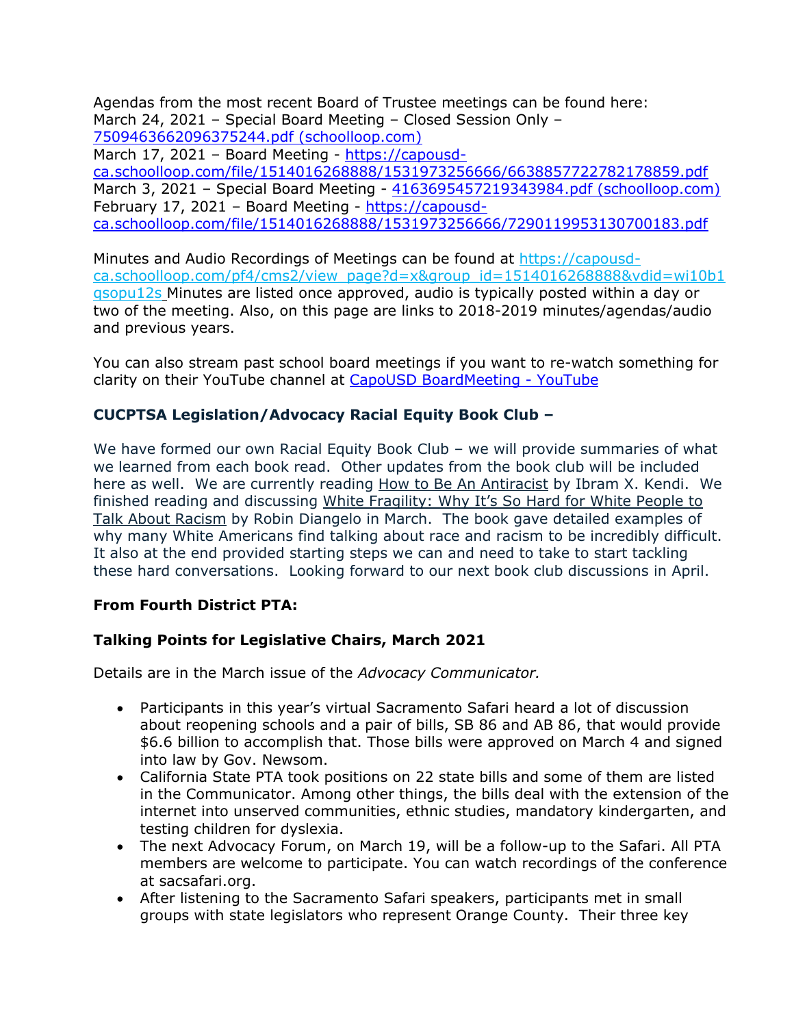Agendas from the most recent Board of Trustee meetings can be found here:
March 24, 2021 – Special Board Meeting – Closed Session Only – [7509463662096375244.pdf (schoolloop.com)]
March 17, 2021 – Board Meeting - https://capousd-ca.schoolloop.com/file/1514016268888/1531973256666/6638857722782178859.pdf
March 3, 2021 – Special Board Meeting - [4163695457219343984.pdf (schoolloop.com)]
February 17, 2021 – Board Meeting - https://capousd-ca.schoolloop.com/file/1514016268888/1531973256666/7290119953130700183.pdf

Minutes and Audio Recordings of Meetings can be found at https://capousd-ca.schoolloop.com/pf4/cms2/view_page?d=x&group_id=1514016268888&vdid=wi10b1qsopu12s Minutes are listed once approved, audio is typically posted within a day or two of the meeting. Also, on this page are links to 2018-2019 minutes/agendas/audio and previous years.

You can also stream past school board meetings if you want to re-watch something for clarity on their YouTube channel at [CapoUSD BoardMeeting - YouTube]

### CUCPTSA Legislation/Advocacy Racial Equity Book Club –

We have formed our own Racial Equity Book Club – we will provide summaries of what we learned from each book read. Other updates from the book club will be included here as well. We are currently reading How to Be An Antiracist by Ibram X. Kendi. We finished reading and discussing White Fragility: Why It's So Hard for White People to Talk About Racism by Robin Diangelo in March. The book gave detailed examples of why many White Americans find talking about race and racism to be incredibly difficult. It also at the end provided starting steps we can and need to take to start tackling these hard conversations. Looking forward to our next book club discussions in April.

### From Fourth District PTA:

### Talking Points for Legislative Chairs, March 2021

Details are in the March issue of the *Advocacy Communicator.*

- Participants in this year's virtual Sacramento Safari heard a lot of discussion about reopening schools and a pair of bills, SB 86 and AB 86, that would provide $6.6 billion to accomplish that. Those bills were approved on March 4 and signed into law by Gov. Newsom.
- California State PTA took positions on 22 state bills and some of them are listed in the Communicator. Among other things, the bills deal with the extension of the internet into unserved communities, ethnic studies, mandatory kindergarten, and testing children for dyslexia.
- The next Advocacy Forum, on March 19, will be a follow-up to the Safari. All PTA members are welcome to participate. You can watch recordings of the conference at sacsafari.org.
- After listening to the Sacramento Safari speakers, participants met in small groups with state legislators who represent Orange County. Their three key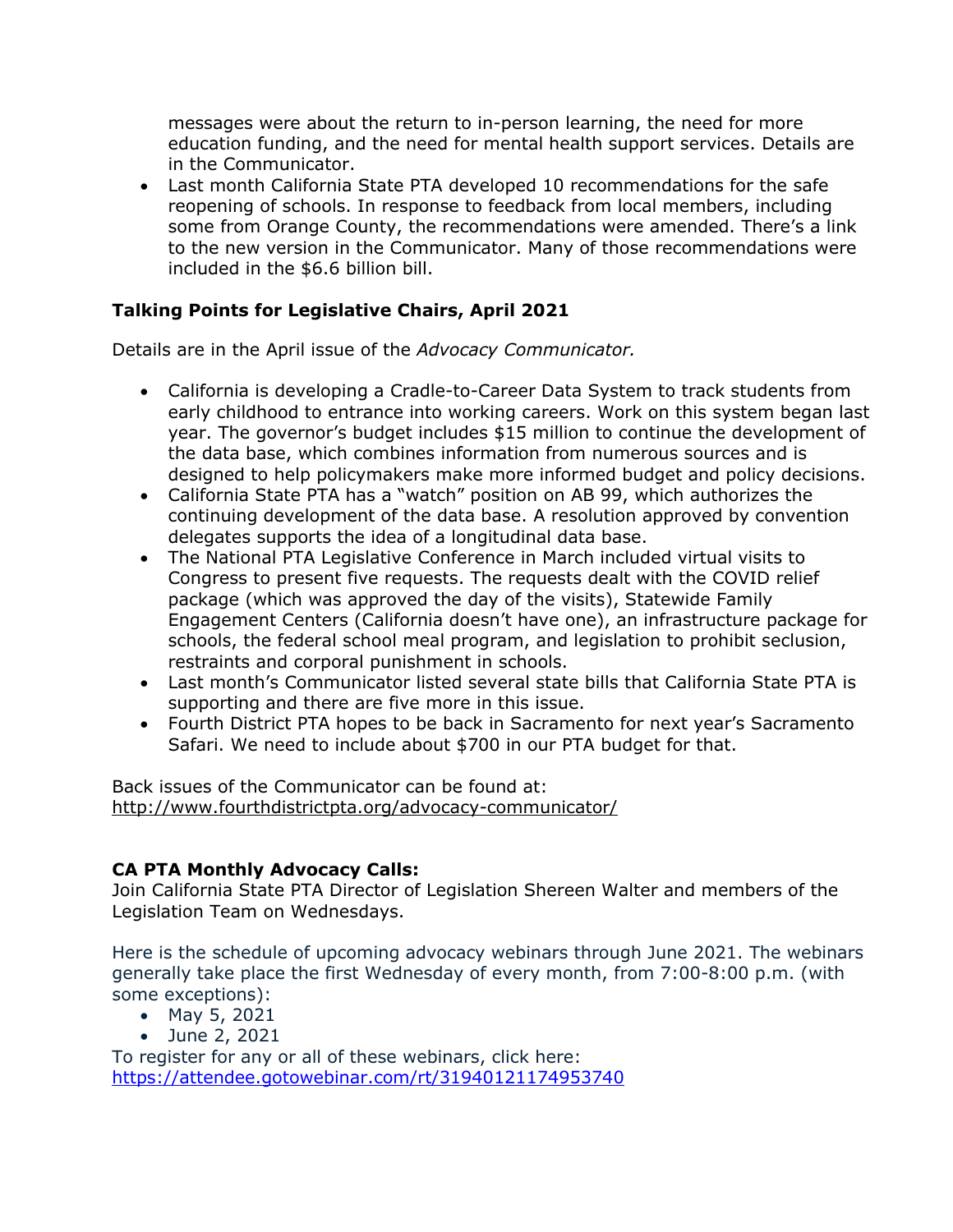messages were about the return to in-person learning, the need for more education funding, and the need for mental health support services. Details are in the Communicator.

- Last month California State PTA developed 10 recommendations for the safe reopening of schools. In response to feedback from local members, including some from Orange County, the recommendations were amended. There's a link to the new version in the Communicator. Many of those recommendations were included in the $6.6 billion bill.

### Talking Points for Legislative Chairs, April 2021

Details are in the April issue of the *Advocacy Communicator.*

- California is developing a Cradle-to-Career Data System to track students from early childhood to entrance into working careers. Work on this system began last year. The governor's budget includes $15 million to continue the development of the data base, which combines information from numerous sources and is designed to help policymakers make more informed budget and policy decisions.
- California State PTA has a "watch" position on AB 99, which authorizes the continuing development of the data base. A resolution approved by convention delegates supports the idea of a longitudinal data base.
- The National PTA Legislative Conference in March included virtual visits to Congress to present five requests. The requests dealt with the COVID relief package (which was approved the day of the visits), Statewide Family Engagement Centers (California doesn't have one), an infrastructure package for schools, the federal school meal program, and legislation to prohibit seclusion, restraints and corporal punishment in schools.
- Last month's Communicator listed several state bills that California State PTA is supporting and there are five more in this issue.
- Fourth District PTA hopes to be back in Sacramento for next year's Sacramento Safari. We need to include about $700 in our PTA budget for that.

Back issues of the Communicator can be found at:
http://www.fourthdistrictpta.org/advocacy-communicator/

**CA PTA Monthly Advocacy Calls:**
Join California State PTA Director of Legislation Shereen Walter and members of the Legislation Team on Wednesdays.

Here is the schedule of upcoming advocacy webinars through June 2021. The webinars generally take place the first Wednesday of every month, from 7:00-8:00 p.m. (with some exceptions):

- May 5, 2021
- June 2, 2021

To register for any or all of these webinars, click here:
https://attendee.gotowebinar.com/rt/3194012117495374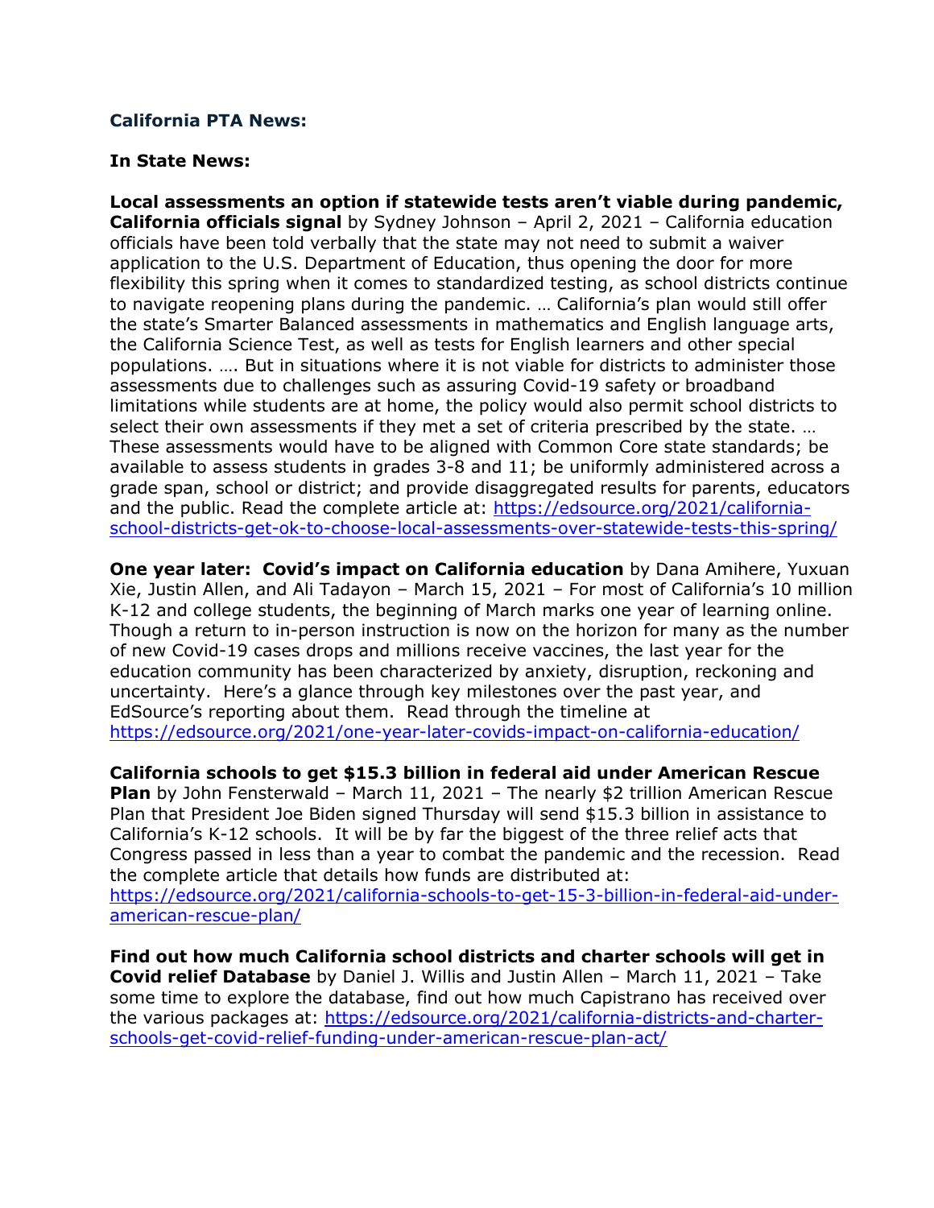### California PTA News:

**In State News:**

**Local assessments an option if statewide tests aren't viable during pandemic, California officials signal** by Sydney Johnson – April 2, 2021 – California education officials have been told verbally that the state may not need to submit a waiver application to the U.S. Department of Education, thus opening the door for more flexibility this spring when it comes to standardized testing, as school districts continue to navigate reopening plans during the pandemic. … California's plan would still offer the state's Smarter Balanced assessments in mathematics and English language arts, the California Science Test, as well as tests for English learners and other special populations. …. But in situations where it is not viable for districts to administer those assessments due to challenges such as assuring Covid-19 safety or broadband limitations while students are at home, the policy would also permit school districts to select their own assessments if they met a set of criteria prescribed by the state. … These assessments would have to be aligned with Common Core state standards; be available to assess students in grades 3-8 and 11; be uniformly administered across a grade span, school or district; and provide disaggregated results for parents, educators and the public. Read the complete article at: https://edsource.org/2021/california-school-districts-get-ok-to-choose-local-assessments-over-statewide-tests-this-spring/

**One year later: Covid's impact on California education** by Dana Amihere, Yuxuan Xie, Justin Allen, and Ali Tadayon – March 15, 2021 – For most of California's 10 million K-12 and college students, the beginning of March marks one year of learning online. Though a return to in-person instruction is now on the horizon for many as the number of new Covid-19 cases drops and millions receive vaccines, the last year for the education community has been characterized by anxiety, disruption, reckoning and uncertainty. Here's a glance through key milestones over the past year, and EdSource's reporting about them. Read through the timeline at https://edsource.org/2021/one-year-later-covids-impact-on-california-education/

**California schools to get $15.3 billion in federal aid under American Rescue Plan** by John Fensterwald – March 11, 2021 – The nearly $2 trillion American Rescue Plan that President Joe Biden signed Thursday will send $15.3 billion in assistance to California's K-12 schools. It will be by far the biggest of the three relief acts that Congress passed in less than a year to combat the pandemic and the recession. Read the complete article that details how funds are distributed at: https://edsource.org/2021/california-schools-to-get-15-3-billion-in-federal-aid-under-american-rescue-plan/

**Find out how much California school districts and charter schools will get in Covid relief Database** by Daniel J. Willis and Justin Allen – March 11, 2021 – Take some time to explore the database, find out how much Capistrano has received over the various packages at: https://edsource.org/2021/california-districts-and-charter-schools-get-covid-relief-funding-under-american-rescue-plan-act/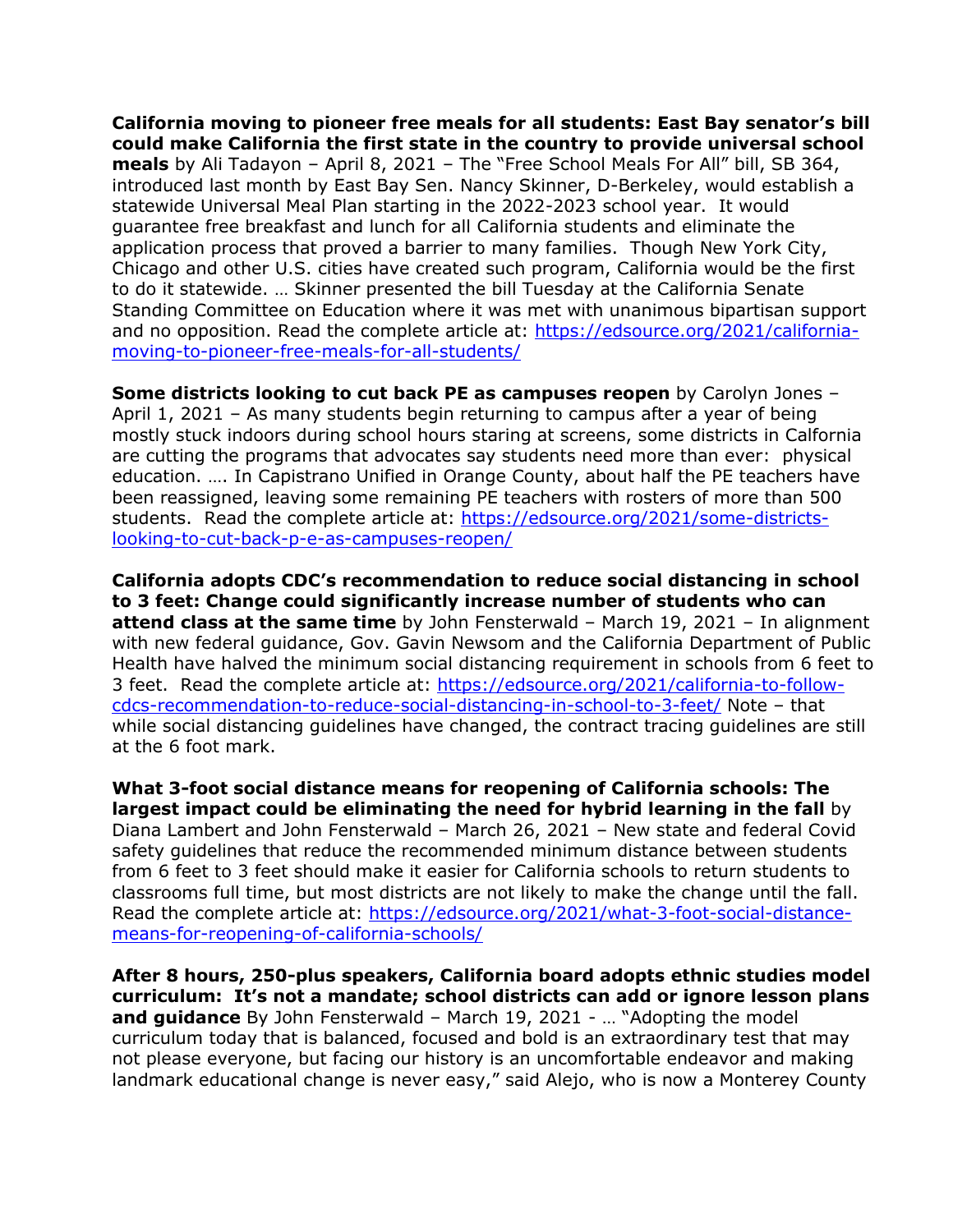**California moving to pioneer free meals for all students: East Bay senator's bill could make California the first state in the country to provide universal school meals** by Ali Tadayon – April 8, 2021 – The "Free School Meals For All" bill, SB 364, introduced last month by East Bay Sen. Nancy Skinner, D-Berkeley, would establish a statewide Universal Meal Plan starting in the 2022-2023 school year. It would guarantee free breakfast and lunch for all California students and eliminate the application process that proved a barrier to many families. Though New York City, Chicago and other U.S. cities have created such program, California would be the first to do it statewide. … Skinner presented the bill Tuesday at the California Senate Standing Committee on Education where it was met with unanimous bipartisan support and no opposition. Read the complete article at: https://edsource.org/2021/california-moving-to-pioneer-free-meals-for-all-students/

**Some districts looking to cut back PE as campuses reopen** by Carolyn Jones – April 1, 2021 – As many students begin returning to campus after a year of being mostly stuck indoors during school hours staring at screens, some districts in Calfornia are cutting the programs that advocates say students need more than ever: physical education. …. In Capistrano Unified in Orange County, about half the PE teachers have been reassigned, leaving some remaining PE teachers with rosters of more than 500 students. Read the complete article at: https://edsource.org/2021/some-districts-looking-to-cut-back-p-e-as-campuses-reopen/

**California adopts CDC's recommendation to reduce social distancing in school to 3 feet: Change could significantly increase number of students who can attend class at the same time** by John Fensterwald – March 19, 2021 – In alignment with new federal guidance, Gov. Gavin Newsom and the California Department of Public Health have halved the minimum social distancing requirement in schools from 6 feet to 3 feet. Read the complete article at: https://edsource.org/2021/california-to-follow-cdcs-recommendation-to-reduce-social-distancing-in-school-to-3-feet/ Note – that while social distancing guidelines have changed, the contract tracing guidelines are still at the 6 foot mark.

**What 3-foot social distance means for reopening of California schools: The largest impact could be eliminating the need for hybrid learning in the fall** by Diana Lambert and John Fensterwald – March 26, 2021 – New state and federal Covid safety guidelines that reduce the recommended minimum distance between students from 6 feet to 3 feet should make it easier for California schools to return students to classrooms full time, but most districts are not likely to make the change until the fall. Read the complete article at: https://edsource.org/2021/what-3-foot-social-distance-means-for-reopening-of-california-schools/

**After 8 hours, 250-plus speakers, California board adopts ethnic studies model curriculum: It's not a mandate; school districts can add or ignore lesson plans and guidance** By John Fensterwald – March 19, 2021 - … "Adopting the model curriculum today that is balanced, focused and bold is an extraordinary test that may not please everyone, but facing our history is an uncomfortable endeavor and making landmark educational change is never easy," said Alejo, who is now a Monterey County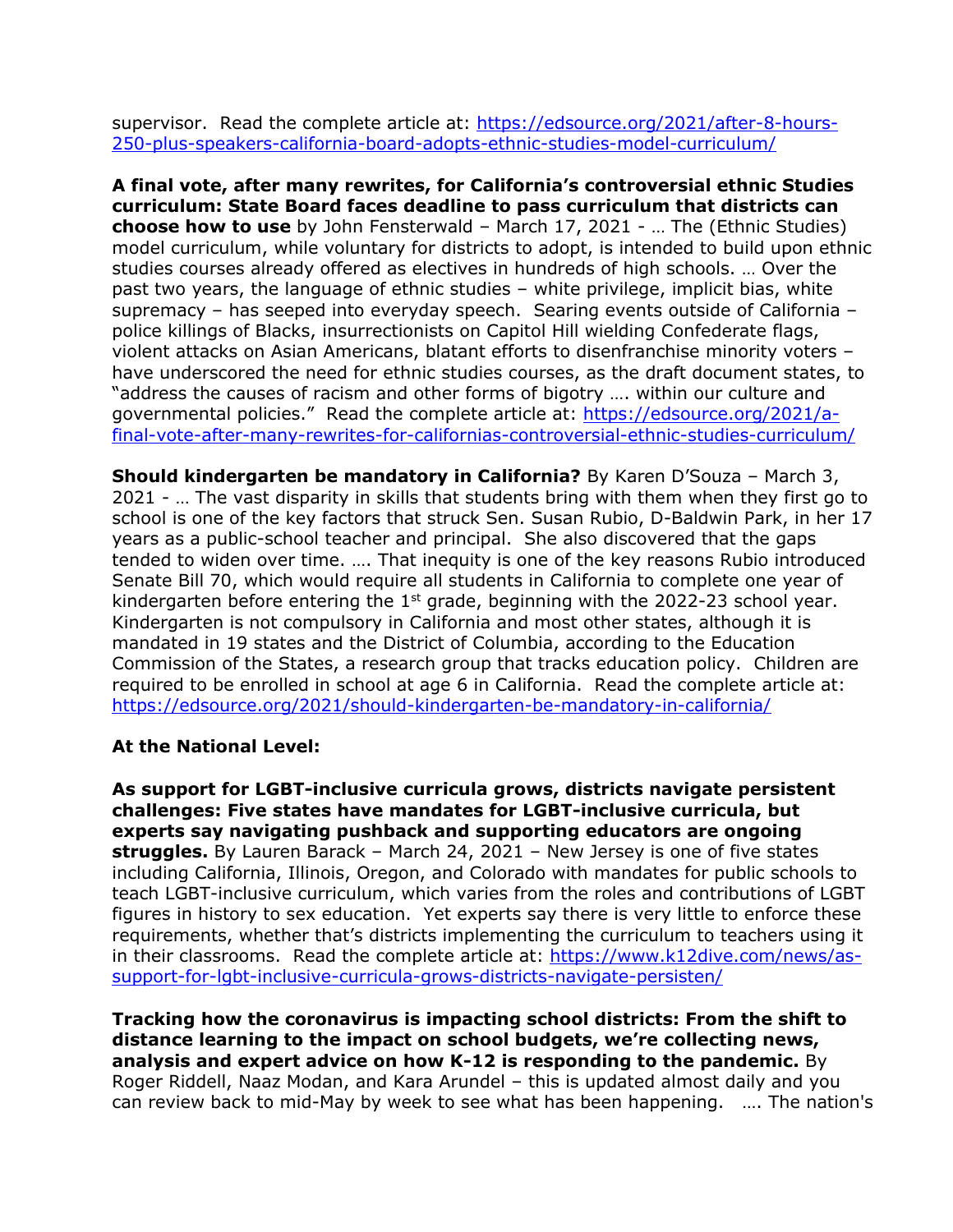supervisor. Read the complete article at: https://edsource.org/2021/after-8-hours-250-plus-speakers-california-board-adopts-ethnic-studies-model-curriculum/

**A final vote, after many rewrites, for California's controversial ethnic Studies curriculum: State Board faces deadline to pass curriculum that districts can choose how to use** by John Fensterwald – March 17, 2021 - … The (Ethnic Studies) model curriculum, while voluntary for districts to adopt, is intended to build upon ethnic studies courses already offered as electives in hundreds of high schools. … Over the past two years, the language of ethnic studies – white privilege, implicit bias, white supremacy – has seeped into everyday speech. Searing events outside of California – police killings of Blacks, insurrectionists on Capitol Hill wielding Confederate flags, violent attacks on Asian Americans, blatant efforts to disenfranchise minority voters – have underscored the need for ethnic studies courses, as the draft document states, to "address the causes of racism and other forms of bigotry …. within our culture and governmental policies." Read the complete article at: https://edsource.org/2021/a-final-vote-after-many-rewrites-for-californias-controversial-ethnic-studies-curriculum/

**Should kindergarten be mandatory in California?** By Karen D'Souza – March 3, 2021 - … The vast disparity in skills that students bring with them when they first go to school is one of the key factors that struck Sen. Susan Rubio, D-Baldwin Park, in her 17 years as a public-school teacher and principal. She also discovered that the gaps tended to widen over time. …. That inequity is one of the key reasons Rubio introduced Senate Bill 70, which would require all students in California to complete one year of kindergarten before entering the 1st grade, beginning with the 2022-23 school year. Kindergarten is not compulsory in California and most other states, although it is mandated in 19 states and the District of Columbia, according to the Education Commission of the States, a research group that tracks education policy. Children are required to be enrolled in school at age 6 in California. Read the complete article at: https://edsource.org/2021/should-kindergarten-be-mandatory-in-california/

**At the National Level:**

**As support for LGBT-inclusive curricula grows, districts navigate persistent challenges: Five states have mandates for LGBT-inclusive curricula, but experts say navigating pushback and supporting educators are ongoing struggles.** By Lauren Barack – March 24, 2021 – New Jersey is one of five states including California, Illinois, Oregon, and Colorado with mandates for public schools to teach LGBT-inclusive curriculum, which varies from the roles and contributions of LGBT figures in history to sex education. Yet experts say there is very little to enforce these requirements, whether that's districts implementing the curriculum to teachers using it in their classrooms. Read the complete article at: https://www.k12dive.com/news/as-support-for-lgbt-inclusive-curricula-grows-districts-navigate-persisten/

**Tracking how the coronavirus is impacting school districts: From the shift to distance learning to the impact on school budgets, we're collecting news, analysis and expert advice on how K-12 is responding to the pandemic.** By Roger Riddell, Naaz Modan, and Kara Arundel – this is updated almost daily and you can review back to mid-May by week to see what has been happening. …. The nation's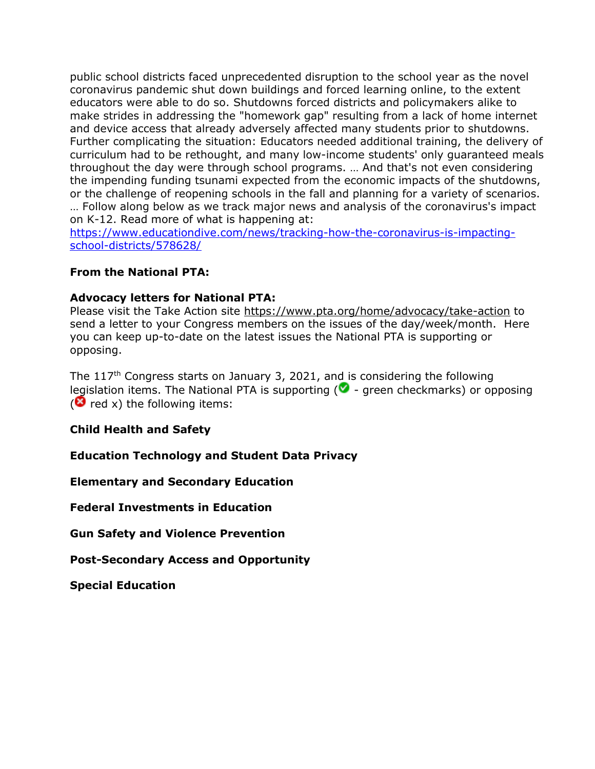public school districts faced unprecedented disruption to the school year as the novel coronavirus pandemic shut down buildings and forced learning online, to the extent educators were able to do so. Shutdowns forced districts and policymakers alike to make strides in addressing the "homework gap" resulting from a lack of home internet and device access that already adversely affected many students prior to shutdowns. Further complicating the situation: Educators needed additional training, the delivery of curriculum had to be rethought, and many low-income students' only guaranteed meals throughout the day were through school programs. … And that's not even considering the impending funding tsunami expected from the economic impacts of the shutdowns, or the challenge of reopening schools in the fall and planning for a variety of scenarios. … Follow along below as we track major news and analysis of the coronavirus's impact on K-12. Read more of what is happening at: https://www.educationdive.com/news/tracking-how-the-coronavirus-is-impacting-school-districts/578628/

**From the National PTA:**

**Advocacy letters for National PTA:**
Please visit the Take Action site https://www.pta.org/home/advocacy/take-action to send a letter to your Congress members on the issues of the day/week/month. Here you can keep up-to-date on the latest issues the National PTA is supporting or opposing.

The 117th Congress starts on January 3, 2021, and is considering the following legislation items. The National PTA is supporting (✅ - green checkmarks) or opposing (❌ red x) the following items:

**Child Health and Safety**

**Education Technology and Student Data Privacy**

**Elementary and Secondary Education**

**Federal Investments in Education**

**Gun Safety and Violence Prevention**

**Post-Secondary Access and Opportunity**

**Special Education**